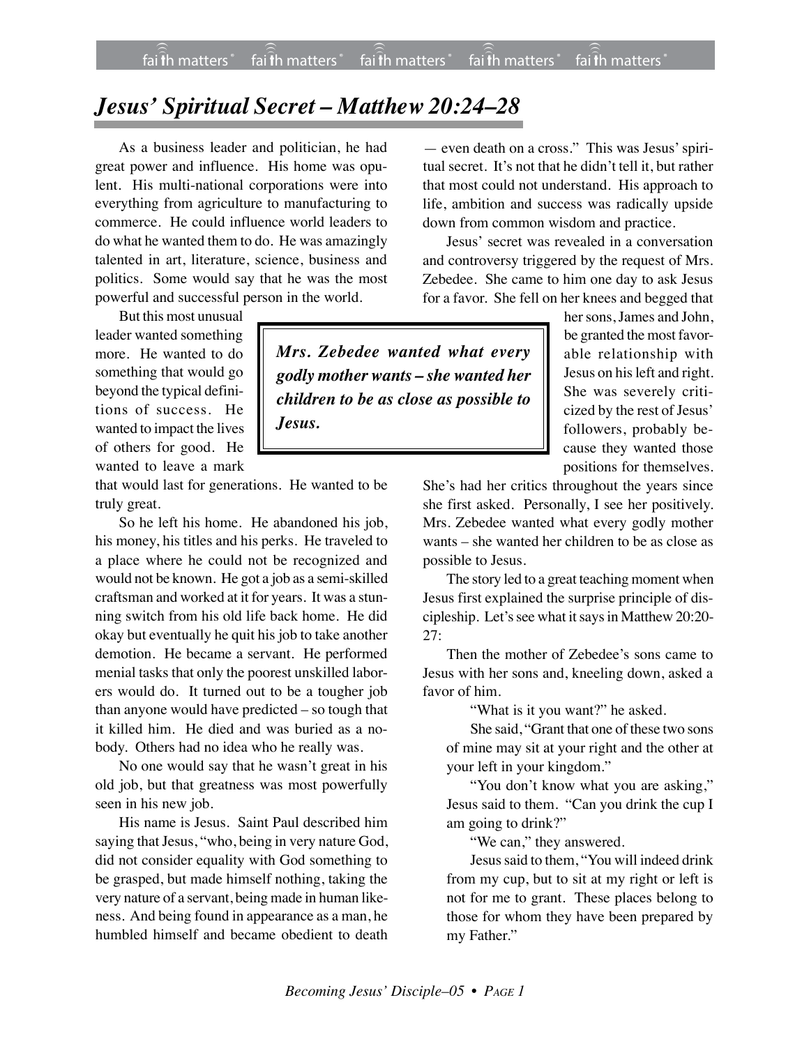# *Jesus' Spiritual Secret – Matthew 20:24–28*

As a business leader and politician, he had great power and influence. His home was opulent. His multi-national corporations were into everything from agriculture to manufacturing to commerce. He could influence world leaders to do what he wanted them to do. He was amazingly talented in art, literature, science, business and politics. Some would say that he was the most powerful and successful person in the world.

But this most unusual leader wanted something more. He wanted to do something that would go beyond the typical definitions of success. He wanted to impact the lives of others for good. He wanted to leave a mark that would last for generations. He wanted to be truly great.

So he left his home. He abandoned his job, his money, his titles and his perks. He traveled to a place where he could not be recognized and would not be known. He got a job as a semi-skilled craftsman and worked at it for years. It was a stunning switch from his old life back home. He did okay but eventually he quit his job to take another demotion. He became a servant. He performed menial tasks that only the poorest unskilled laborers would do. It turned out to be a tougher job than anyone would have predicted – so tough that it killed him. He died and was buried as a nobody. Others had no idea who he really was.

No one would say that he wasn't great in his old job, but that greatness was most powerfully seen in his new job.

His name is Jesus. Saint Paul described him saying that Jesus, "who, being in very nature God, did not consider equality with God something to be grasped, but made himself nothing, taking the very nature of a servant, being made in human likeness. And being found in appearance as a man, he humbled himself and became obedient to death — even death on a cross." This was Jesus' spiritual secret. It's not that he didn't tell it, but rather that most could not understand. His approach to life, ambition and success was radically upside down from common wisdom and practice.

Jesus' secret was revealed in a conversation and controversy triggered by the request of Mrs. Zebedee. She came to him one day to ask Jesus for a favor. She fell on her knees and begged that her sons, James and John, be granted the most favorable relationship with Jesus on his left and right. She was severely criticized by the rest of Jesus' followers, probably because they wanted those positions for themselves. She's had her critics throughout the years since she first asked. Personally, I see her positively. Mrs. Zebedee wanted what every godly mother wants – she wanted her children to be as close as possible to Jesus.

> ***Mrs. Zebedee wanted what every godly mother wants – she wanted her children to be as close as possible to Jesus.***

The story led to a great teaching moment when Jesus first explained the surprise principle of discipleship. Let's see what it says in Matthew 20:20-27:

Then the mother of Zebedee's sons came to Jesus with her sons and, kneeling down, asked a favor of him.

> "What is it you want?" he asked.
>
> She said, "Grant that one of these two sons of mine may sit at your right and the other at your left in your kingdom."
>
> "You don't know what you are asking," Jesus said to them. "Can you drink the cup I am going to drink?"
>
> "We can," they answered.
>
> Jesus said to them, "You will indeed drink from my cup, but to sit at my right or left is not for me to grant. These places belong to those for whom they have been prepared by my Father."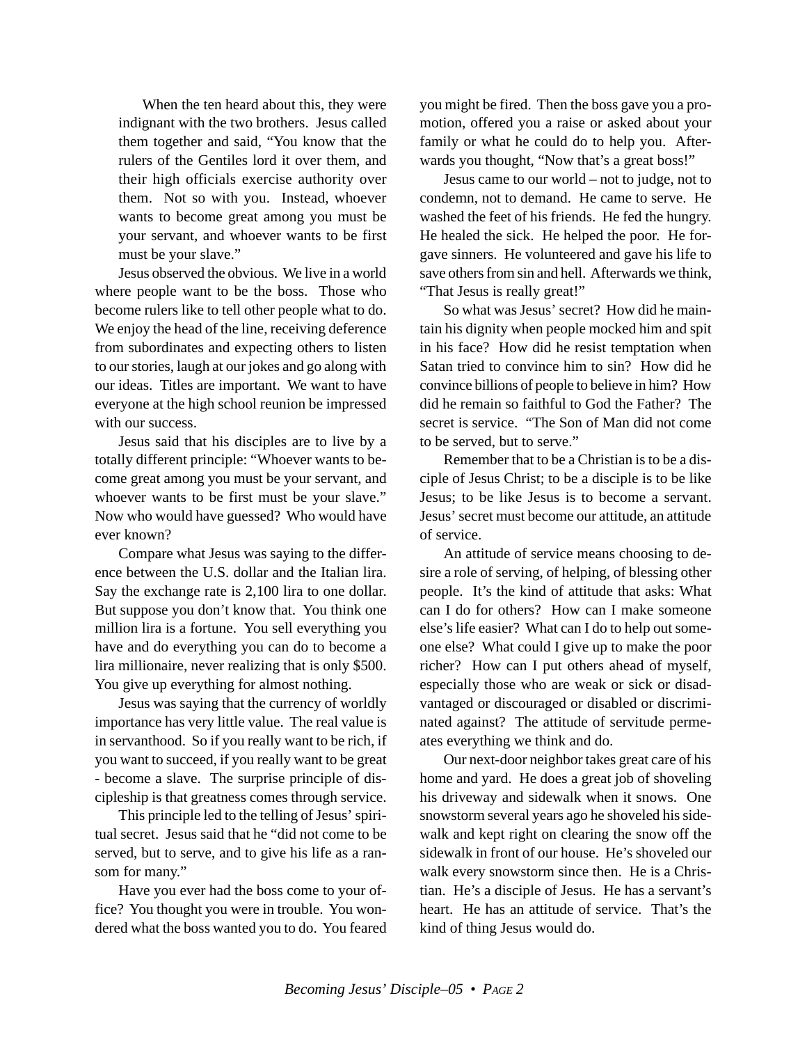> When the ten heard about this, they were indignant with the two brothers. Jesus called them together and said, "You know that the rulers of the Gentiles lord it over them, and their high officials exercise authority over them. Not so with you. Instead, whoever wants to become great among you must be your servant, and whoever wants to be first must be your slave."

Jesus observed the obvious. We live in a world where people want to be the boss. Those who become rulers like to tell other people what to do. We enjoy the head of the line, receiving deference from subordinates and expecting others to listen to our stories, laugh at our jokes and go along with our ideas. Titles are important. We want to have everyone at the high school reunion be impressed with our success.

Jesus said that his disciples are to live by a totally different principle: "Whoever wants to become great among you must be your servant, and whoever wants to be first must be your slave." Now who would have guessed? Who would have ever known?

Compare what Jesus was saying to the difference between the U.S. dollar and the Italian lira. Say the exchange rate is 2,100 lira to one dollar. But suppose you don't know that. You think one million lira is a fortune. You sell everything you have and do everything you can do to become a lira millionaire, never realizing that is only $500. You give up everything for almost nothing.

Jesus was saying that the currency of worldly importance has very little value. The real value is in servanthood. So if you really want to be rich, if you want to succeed, if you really want to be great - become a slave. The surprise principle of discipleship is that greatness comes through service.

This principle led to the telling of Jesus' spiritual secret. Jesus said that he "did not come to be served, but to serve, and to give his life as a ransom for many."

Have you ever had the boss come to your office? You thought you were in trouble. You wondered what the boss wanted you to do. You feared you might be fired. Then the boss gave you a promotion, offered you a raise or asked about your family or what he could do to help you. Afterwards you thought, "Now that's a great boss!"

Jesus came to our world – not to judge, not to condemn, not to demand. He came to serve. He washed the feet of his friends. He fed the hungry. He healed the sick. He helped the poor. He forgave sinners. He volunteered and gave his life to save others from sin and hell. Afterwards we think, "That Jesus is really great!"

So what was Jesus' secret? How did he maintain his dignity when people mocked him and spit in his face? How did he resist temptation when Satan tried to convince him to sin? How did he convince billions of people to believe in him? How did he remain so faithful to God the Father? The secret is service. "The Son of Man did not come to be served, but to serve."

Remember that to be a Christian is to be a disciple of Jesus Christ; to be a disciple is to be like Jesus; to be like Jesus is to become a servant. Jesus' secret must become our attitude, an attitude of service.

An attitude of service means choosing to desire a role of serving, of helping, of blessing other people. It's the kind of attitude that asks: What can I do for others? How can I make someone else's life easier? What can I do to help out someone else? What could I give up to make the poor richer? How can I put others ahead of myself, especially those who are weak or sick or disadvantaged or discouraged or disabled or discriminated against? The attitude of servitude permeates everything we think and do.

Our next-door neighbor takes great care of his home and yard. He does a great job of shoveling his driveway and sidewalk when it snows. One snowstorm several years ago he shoveled his sidewalk and kept right on clearing the snow off the sidewalk in front of our house. He's shoveled our walk every snowstorm since then. He is a Christian. He's a disciple of Jesus. He has a servant's heart. He has an attitude of service. That's the kind of thing Jesus would do.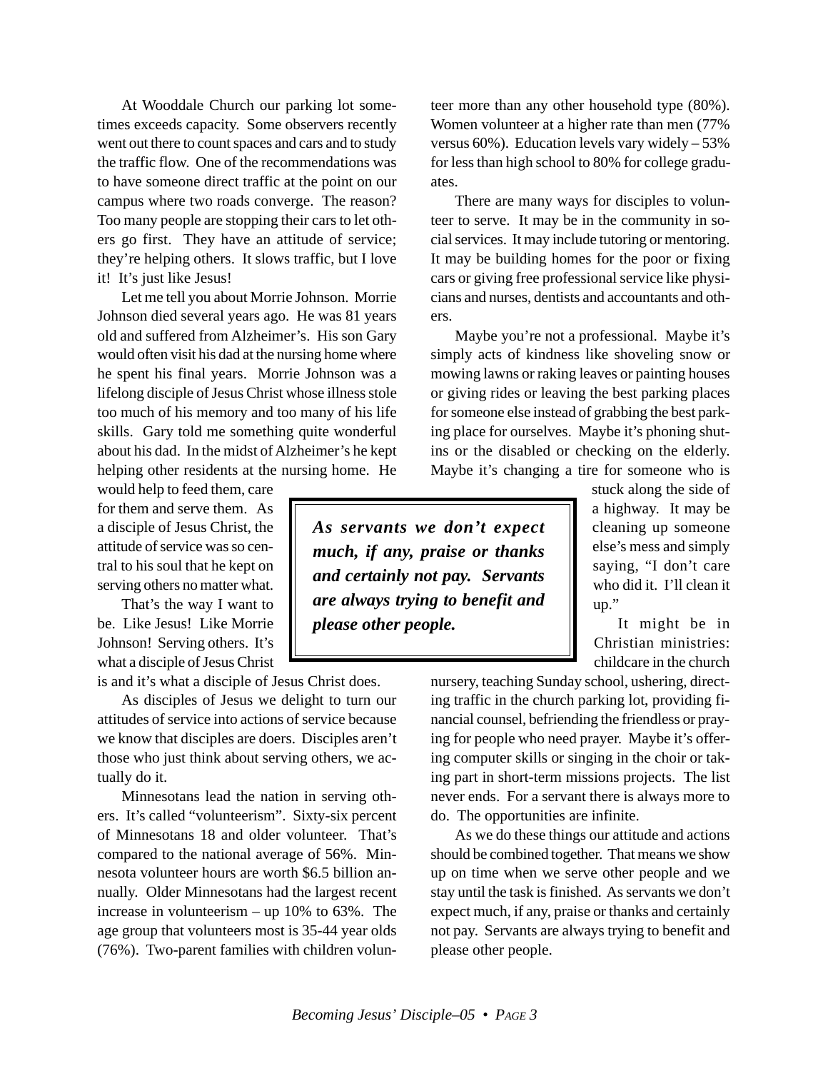At Wooddale Church our parking lot sometimes exceeds capacity. Some observers recently went out there to count spaces and cars and to study the traffic flow. One of the recommendations was to have someone direct traffic at the point on our campus where two roads converge. The reason? Too many people are stopping their cars to let others go first. They have an attitude of service; they're helping others. It slows traffic, but I love it! It's just like Jesus!

Let me tell you about Morrie Johnson. Morrie Johnson died several years ago. He was 81 years old and suffered from Alzheimer's. His son Gary would often visit his dad at the nursing home where he spent his final years. Morrie Johnson was a lifelong disciple of Jesus Christ whose illness stole too much of his memory and too many of his life skills. Gary told me something quite wonderful about his dad. In the midst of Alzheimer's he kept helping other residents at the nursing home. He would help to feed them, care for them and serve them. As a disciple of Jesus Christ, the attitude of service was so central to his soul that he kept on serving others no matter what.

That's the way I want to be. Like Jesus! Like Morrie Johnson! Serving others. It's what a disciple of Jesus Christ is and it's what a disciple of Jesus Christ does.

As disciples of Jesus we delight to turn our attitudes of service into actions of service because we know that disciples are doers. Disciples aren't those who just think about serving others, we actually do it.

Minnesotans lead the nation in serving others. It's called "volunteerism". Sixty-six percent of Minnesotans 18 and older volunteer. That's compared to the national average of 56%. Minnesota volunteer hours are worth $6.5 billion annually. Older Minnesotans had the largest recent increase in volunteerism – up 10% to 63%. The age group that volunteers most is 35-44 year olds (76%). Two-parent families with children volunteer more than any other household type (80%). Women volunteer at a higher rate than men (77% versus 60%). Education levels vary widely – 53% for less than high school to 80% for college graduates.

There are many ways for disciples to volunteer to serve. It may be in the community in social services. It may include tutoring or mentoring. It may be building homes for the poor or fixing cars or giving free professional service like physicians and nurses, dentists and accountants and others.

Maybe you're not a professional. Maybe it's simply acts of kindness like shoveling snow or mowing lawns or raking leaves or painting houses or giving rides or leaving the best parking places for someone else instead of grabbing the best parking place for ourselves. Maybe it's phoning shut-ins or the disabled or checking on the elderly. Maybe it's changing a tire for someone who is stuck along the side of a highway. It may be cleaning up someone else's mess and simply saying, "I don't care who did it. I'll clean it up."

> ***As servants we don't expect much, if any, praise or thanks and certainly not pay. Servants are always trying to benefit and please other people.***

It might be in Christian ministries: childcare in the church nursery, teaching Sunday school, ushering, directing traffic in the church parking lot, providing financial counsel, befriending the friendless or praying for people who need prayer. Maybe it's offering computer skills or singing in the choir or taking part in short-term missions projects. The list never ends. For a servant there is always more to do. The opportunities are infinite.

As we do these things our attitude and actions should be combined together. That means we show up on time when we serve other people and we stay until the task is finished. As servants we don't expect much, if any, praise or thanks and certainly not pay. Servants are always trying to benefit and please other people.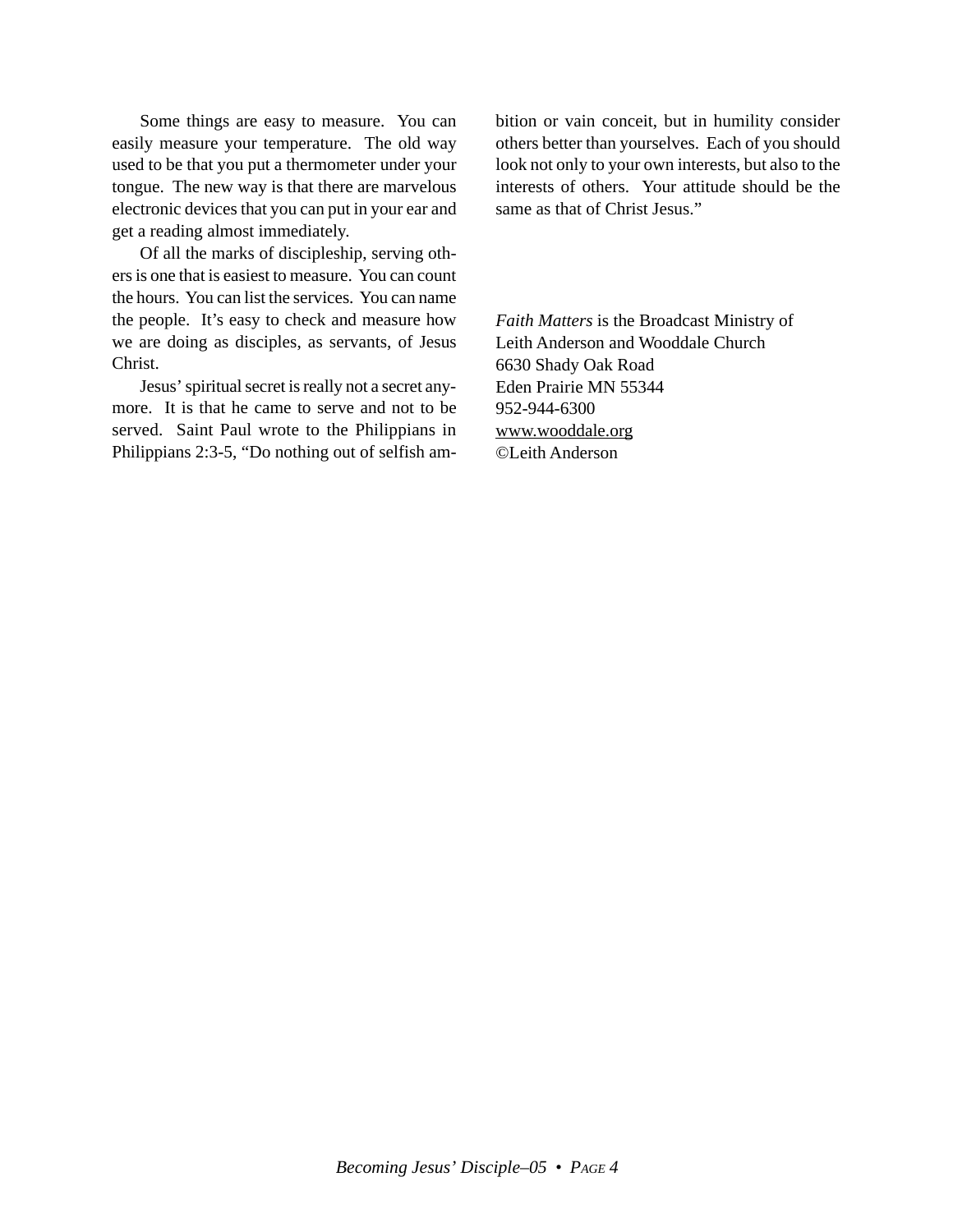Some things are easy to measure. You can easily measure your temperature. The old way used to be that you put a thermometer under your tongue. The new way is that there are marvelous electronic devices that you can put in your ear and get a reading almost immediately.

Of all the marks of discipleship, serving others is one that is easiest to measure. You can count the hours. You can list the services. You can name the people. It's easy to check and measure how we are doing as disciples, as servants, of Jesus Christ.

Jesus' spiritual secret is really not a secret anymore. It is that he came to serve and not to be served. Saint Paul wrote to the Philippians in Philippians 2:3-5, "Do nothing out of selfish ambition or vain conceit, but in humility consider others better than yourselves. Each of you should look not only to your own interests, but also to the interests of others. Your attitude should be the same as that of Christ Jesus."

*Faith Matters* is the Broadcast Ministry of
Leith Anderson and Wooddale Church
6630 Shady Oak Road
Eden Prairie MN 55344
952-944-6300
www.wooddale.org
©Leith Anderson